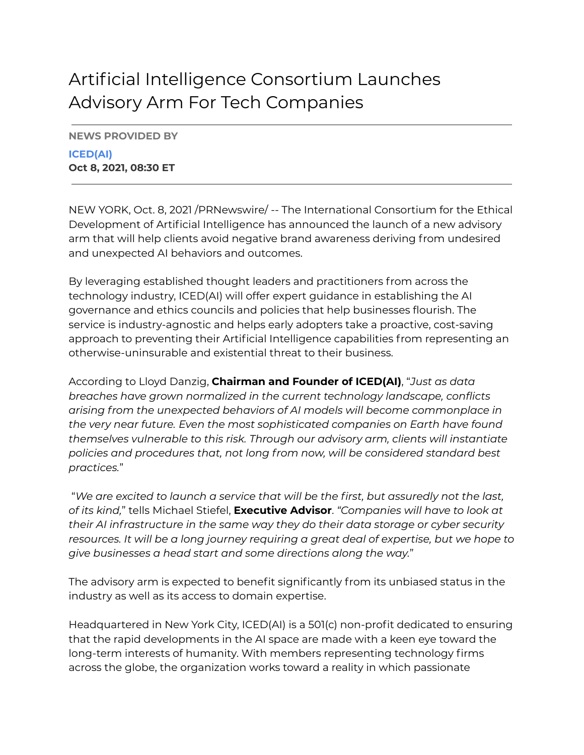# Artificial Intelligence Consortium Launches Advisory Arm For Tech Companies

---

**NEWS PROVIDED BY**

**ICED(AI)**
**Oct 8, 2021, 08:30 ET**

---

NEW YORK, Oct. 8, 2021 /PRNewswire/ -- The International Consortium for the Ethical Development of Artificial Intelligence has announced the launch of a new advisory arm that will help clients avoid negative brand awareness deriving from undesired and unexpected AI behaviors and outcomes.

By leveraging established thought leaders and practitioners from across the technology industry, ICED(AI) will offer expert guidance in establishing the AI governance and ethics councils and policies that help businesses flourish. The service is industry-agnostic and helps early adopters take a proactive, cost-saving approach to preventing their Artificial Intelligence capabilities from representing an otherwise-uninsurable and existential threat to their business.

According to Lloyd Danzig, **Chairman and Founder of ICED(AI)**, "*Just as data breaches have grown normalized in the current technology landscape, conflicts arising from the unexpected behaviors of AI models will become commonplace in the very near future. Even the most sophisticated companies on Earth have found themselves vulnerable to this risk. Through our advisory arm, clients will instantiate policies and procedures that, not long from now, will be considered standard best practices.*"

"*We are excited to launch a service that will be the first, but assuredly not the last, of its kind,*" tells Michael Stiefel, **Executive Advisor**. "*Companies will have to look at their AI infrastructure in the same way they do their data storage or cyber security resources. It will be a long journey requiring a great deal of expertise, but we hope to give businesses a head start and some directions along the way.*"

The advisory arm is expected to benefit significantly from its unbiased status in the industry as well as its access to domain expertise.

Headquartered in New York City, ICED(AI) is a 501(c) non-profit dedicated to ensuring that the rapid developments in the AI space are made with a keen eye toward the long-term interests of humanity. With members representing technology firms across the globe, the organization works toward a reality in which passionate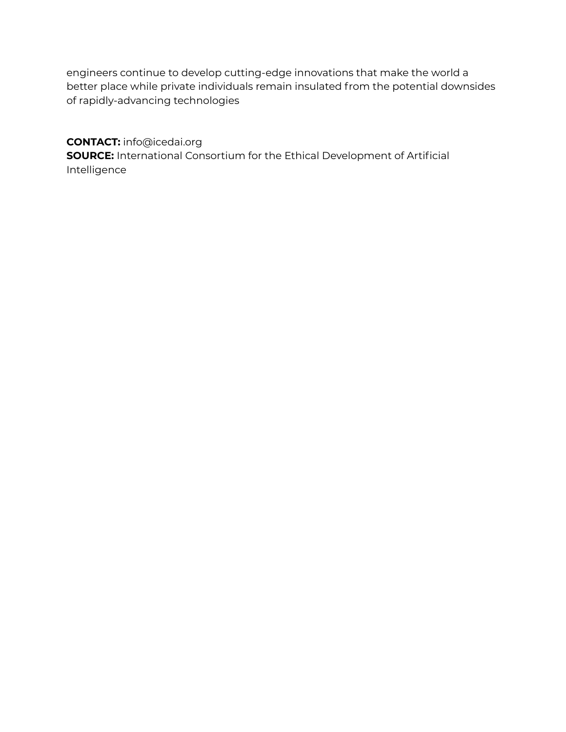engineers continue to develop cutting-edge innovations that make the world a better place while private individuals remain insulated from the potential downsides of rapidly-advancing technologies

**CONTACT:** info@icedai.org
**SOURCE:** International Consortium for the Ethical Development of Artificial Intelligence